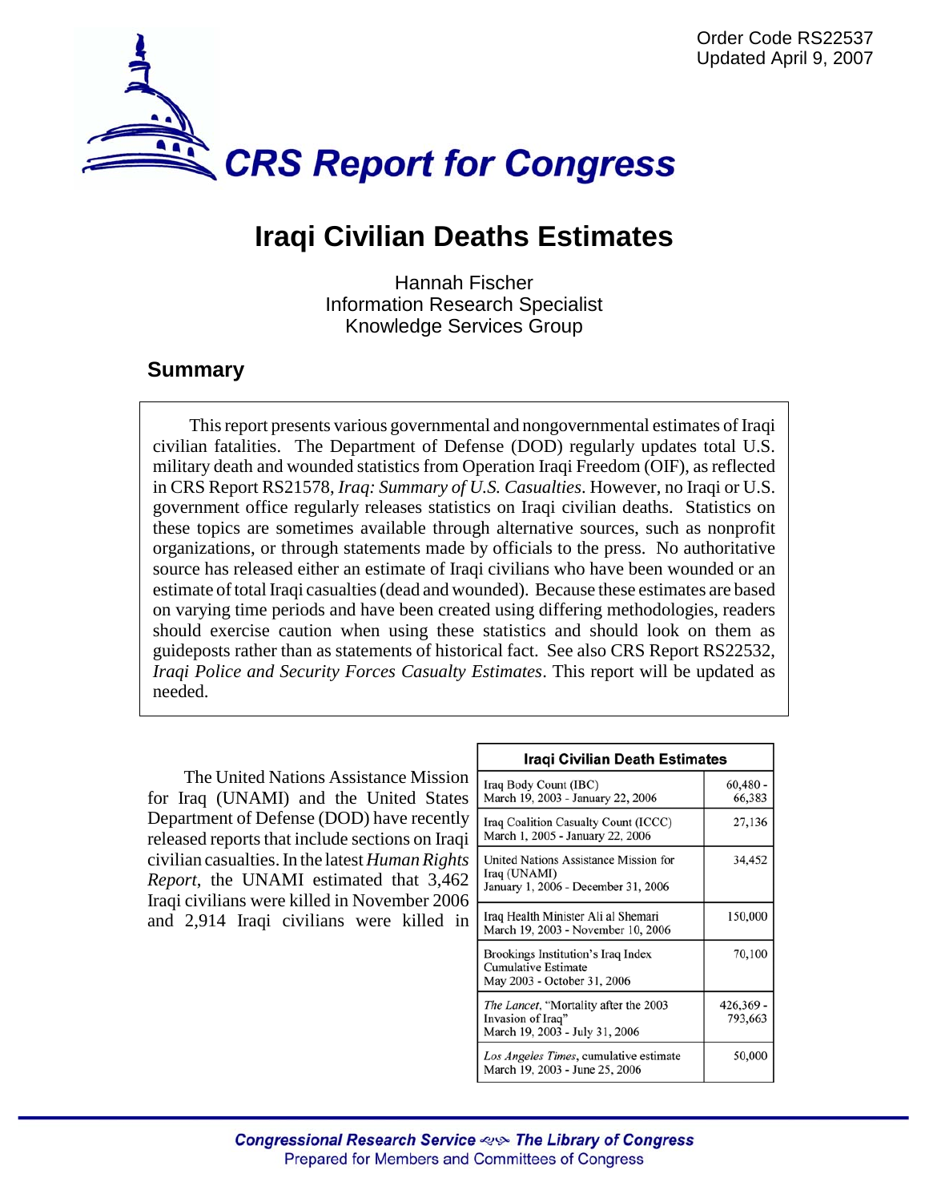Order Code RS22537
Updated April 9, 2007

# CRS Report for Congress

# Iraqi Civilian Deaths Estimates

Hannah Fischer
Information Research Specialist
Knowledge Services Group

## Summary

This report presents various governmental and nongovernmental estimates of Iraqi civilian fatalities. The Department of Defense (DOD) regularly updates total U.S. military death and wounded statistics from Operation Iraqi Freedom (OIF), as reflected in CRS Report RS21578, *Iraq: Summary of U.S. Casualties*. However, no Iraqi or U.S. government office regularly releases statistics on Iraqi civilian deaths. Statistics on these topics are sometimes available through alternative sources, such as nonprofit organizations, or through statements made by officials to the press. No authoritative source has released either an estimate of Iraqi civilians who have been wounded or an estimate of total Iraqi casualties (dead and wounded). Because these estimates are based on varying time periods and have been created using differing methodologies, readers should exercise caution when using these statistics and should look on them as guideposts rather than as statements of historical fact. See also CRS Report RS22532, *Iraqi Police and Security Forces Casualty Estimates*. This report will be updated as needed.

The United Nations Assistance Mission for Iraq (UNAMI) and the United States Department of Defense (DOD) have recently released reports that include sections on Iraqi civilian casualties. In the latest *Human Rights Report*, the UNAMI estimated that 3,462 Iraqi civilians were killed in November 2006 and 2,914 Iraqi civilians were killed in

| Iraqi Civilian Death Estimates | |
|---|---|
| Iraq Body Count (IBC) March 19, 2003 - January 22, 2006 | 60,480 - 66,383 |
| Iraq Coalition Casualty Count (ICCC) March 1, 2005 - January 22, 2006 | 27,136 |
| United Nations Assistance Mission for Iraq (UNAMI) January 1, 2006 - December 31, 2006 | 34,452 |
| Iraq Health Minister Ali al Shemari March 19, 2003 - November 10, 2006 | 150,000 |
| Brookings Institution's Iraq Index Cumulative Estimate May 2003 - October 31, 2006 | 70,100 |
| *The Lancet*, "Mortality after the 2003 Invasion of Iraq" March 19, 2003 - July 31, 2006 | 426,369 - 793,663 |
| *Los Angeles Times*, cumulative estimate March 19, 2003 - June 25, 2006 | 50,000 |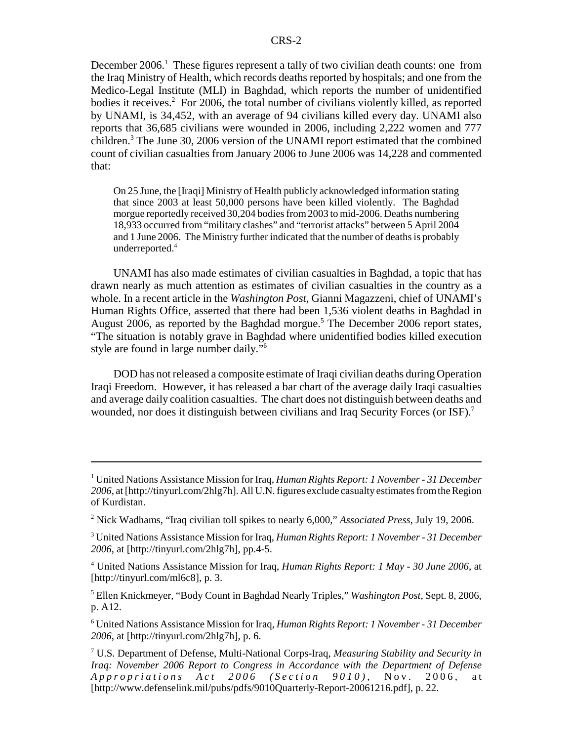December 2006.[1] These figures represent a tally of two civilian death counts: one from the Iraq Ministry of Health, which records deaths reported by hospitals; and one from the Medico-Legal Institute (MLI) in Baghdad, which reports the number of unidentified bodies it receives.[2] For 2006, the total number of civilians violently killed, as reported by UNAMI, is 34,452, with an average of 94 civilians killed every day. UNAMI also reports that 36,685 civilians were wounded in 2006, including 2,222 women and 777 children.[3] The June 30, 2006 version of the UNAMI report estimated that the combined count of civilian casualties from January 2006 to June 2006 was 14,228 and commented that:

> On 25 June, the [Iraqi] Ministry of Health publicly acknowledged information stating that since 2003 at least 50,000 persons have been killed violently. The Baghdad morgue reportedly received 30,204 bodies from 2003 to mid-2006. Deaths numbering 18,933 occurred from "military clashes" and "terrorist attacks" between 5 April 2004 and 1 June 2006. The Ministry further indicated that the number of deaths is probably underreported.[4]

UNAMI has also made estimates of civilian casualties in Baghdad, a topic that has drawn nearly as much attention as estimates of civilian casualties in the country as a whole. In a recent article in the *Washington Post*, Gianni Magazzeni, chief of UNAMI's Human Rights Office, asserted that there had been 1,536 violent deaths in Baghdad in August 2006, as reported by the Baghdad morgue.[5] The December 2006 report states, "The situation is notably grave in Baghdad where unidentified bodies killed execution style are found in large number daily."[6]

DOD has not released a composite estimate of Iraqi civilian deaths during Operation Iraqi Freedom. However, it has released a bar chart of the average daily Iraqi casualties and average daily coalition casualties. The chart does not distinguish between deaths and wounded, nor does it distinguish between civilians and Iraq Security Forces (or ISF).[7]

---

[1] United Nations Assistance Mission for Iraq, *Human Rights Report: 1 November - 31 December 2006*, at [http://tinyurl.com/2hlg7h]. All U.N. figures exclude casualty estimates from the Region of Kurdistan.

[2] Nick Wadhams, "Iraq civilian toll spikes to nearly 6,000," *Associated Press*, July 19, 2006.

[3] United Nations Assistance Mission for Iraq, *Human Rights Report: 1 November - 31 December 2006*, at [http://tinyurl.com/2hlg7h], pp.4-5.

[4] United Nations Assistance Mission for Iraq, *Human Rights Report: 1 May - 30 June 2006*, at [http://tinyurl.com/ml6c8], p. 3.

[5] Ellen Knickmeyer, "Body Count in Baghdad Nearly Triples," *Washington Post*, Sept. 8, 2006, p. A12.

[6] United Nations Assistance Mission for Iraq, *Human Rights Report: 1 November - 31 December 2006*, at [http://tinyurl.com/2hlg7h], p. 6.

[7] U.S. Department of Defense, Multi-National Corps-Iraq, *Measuring Stability and Security in Iraq: November 2006 Report to Congress in Accordance with the Department of Defense Appropriations Act 2006 (Section 9010)*, Nov. 2006, at [http://www.defenselink.mil/pubs/pdfs/9010Quarterly-Report-20061216.pdf], p. 22.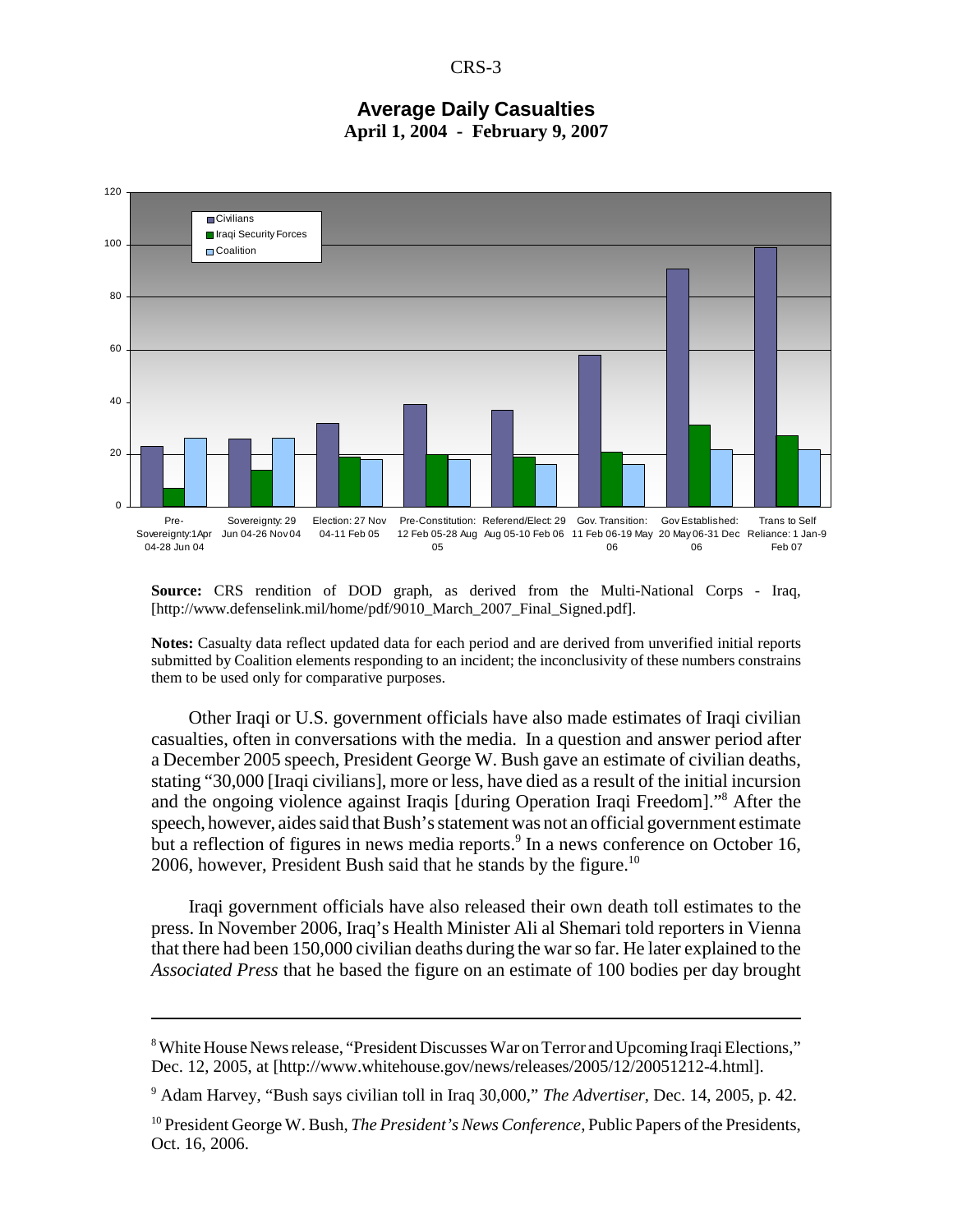**Average Daily Casualties**
**April 1, 2004 - February 9, 2007**

**Source:** CRS rendition of DOD graph, as derived from the Multi-National Corps - Iraq, [http://www.defenselink.mil/home/pdf/9010_March_2007_Final_Signed.pdf].

**Notes:** Casualty data reflect updated data for each period and are derived from unverified initial reports submitted by Coalition elements responding to an incident; the inconclusivity of these numbers constrains them to be used only for comparative purposes.

Other Iraqi or U.S. government officials have also made estimates of Iraqi civilian casualties, often in conversations with the media. In a question and answer period after a December 2005 speech, President George W. Bush gave an estimate of civilian deaths, stating "30,000 [Iraqi civilians], more or less, have died as a result of the initial incursion and the ongoing violence against Iraqis [during Operation Iraqi Freedom]."[8] After the speech, however, aides said that Bush's statement was not an official government estimate but a reflection of figures in news media reports.[9] In a news conference on October 16, 2006, however, President Bush said that he stands by the figure.[10]

Iraqi government officials have also released their own death toll estimates to the press. In November 2006, Iraq's Health Minister Ali al Shemari told reporters in Vienna that there had been 150,000 civilian deaths during the war so far. He later explained to the *Associated Press* that he based the figure on an estimate of 100 bodies per day brought

---

[8] White House News release, "President Discusses War on Terror and Upcoming Iraqi Elections," Dec. 12, 2005, at [http://www.whitehouse.gov/news/releases/2005/12/20051212-4.html].

[9] Adam Harvey, "Bush says civilian toll in Iraq 30,000," *The Advertiser*, Dec. 14, 2005, p. 42.

[10] President George W. Bush, *The President's News Conference,* Public Papers of the Presidents, Oct. 16, 2006.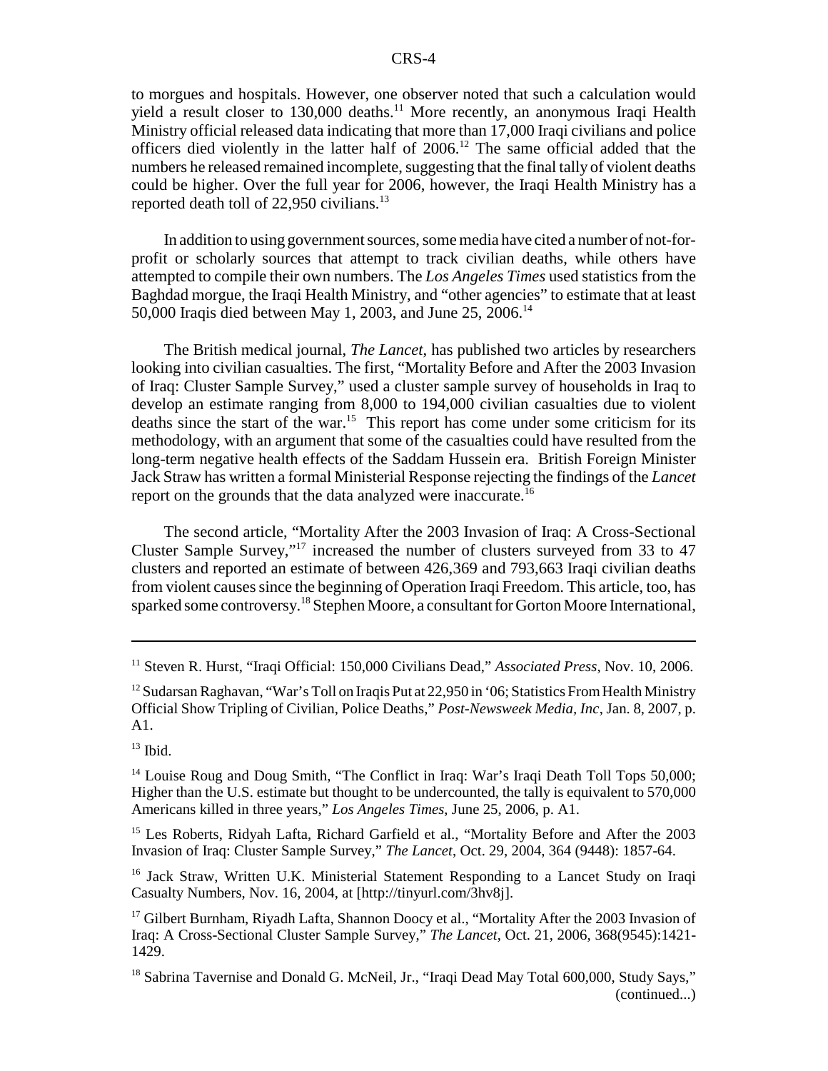to morgues and hospitals. However, one observer noted that such a calculation would yield a result closer to 130,000 deaths.[11] More recently, an anonymous Iraqi Health Ministry official released data indicating that more than 17,000 Iraqi civilians and police officers died violently in the latter half of 2006.[12] The same official added that the numbers he released remained incomplete, suggesting that the final tally of violent deaths could be higher. Over the full year for 2006, however, the Iraqi Health Ministry has a reported death toll of 22,950 civilians.[13]

In addition to using government sources, some media have cited a number of not-for-profit or scholarly sources that attempt to track civilian deaths, while others have attempted to compile their own numbers. The *Los Angeles Times* used statistics from the Baghdad morgue, the Iraqi Health Ministry, and "other agencies" to estimate that at least 50,000 Iraqis died between May 1, 2003, and June 25, 2006.[14]

The British medical journal, *The Lancet*, has published two articles by researchers looking into civilian casualties. The first, "Mortality Before and After the 2003 Invasion of Iraq: Cluster Sample Survey," used a cluster sample survey of households in Iraq to develop an estimate ranging from 8,000 to 194,000 civilian casualties due to violent deaths since the start of the war.[15] This report has come under some criticism for its methodology, with an argument that some of the casualties could have resulted from the long-term negative health effects of the Saddam Hussein era. British Foreign Minister Jack Straw has written a formal Ministerial Response rejecting the findings of the *Lancet* report on the grounds that the data analyzed were inaccurate.[16]

The second article, "Mortality After the 2003 Invasion of Iraq: A Cross-Sectional Cluster Sample Survey,"[17] increased the number of clusters surveyed from 33 to 47 clusters and reported an estimate of between 426,369 and 793,663 Iraqi civilian deaths from violent causes since the beginning of Operation Iraqi Freedom. This article, too, has sparked some controversy.[18] Stephen Moore, a consultant for Gorton Moore International,

---

[11] Steven R. Hurst, "Iraqi Official: 150,000 Civilians Dead," *Associated Press*, Nov. 10, 2006.

[12] Sudarsan Raghavan, "War's Toll on Iraqis Put at 22,950 in '06; Statistics From Health Ministry Official Show Tripling of Civilian, Police Deaths," *Post-Newsweek Media, Inc*, Jan. 8, 2007, p. A1.

[13] Ibid.

[14] Louise Roug and Doug Smith, "The Conflict in Iraq: War's Iraqi Death Toll Tops 50,000; Higher than the U.S. estimate but thought to be undercounted, the tally is equivalent to 570,000 Americans killed in three years," *Los Angeles Times*, June 25, 2006, p. A1.

[15] Les Roberts, Ridyah Lafta, Richard Garfield et al., "Mortality Before and After the 2003 Invasion of Iraq: Cluster Sample Survey," *The Lancet*, Oct. 29, 2004, 364 (9448): 1857-64.

[16] Jack Straw, Written U.K. Ministerial Statement Responding to a Lancet Study on Iraqi Casualty Numbers, Nov. 16, 2004, at [http://tinyurl.com/3hv8j].

[17] Gilbert Burnham, Riyadh Lafta, Shannon Doocy et al., "Mortality After the 2003 Invasion of Iraq: A Cross-Sectional Cluster Sample Survey," *The Lancet*, Oct. 21, 2006, 368(9545):1421-1429.

[18] Sabrina Tavernise and Donald G. McNeil, Jr., "Iraqi Dead May Total 600,000, Study Says," (continued...)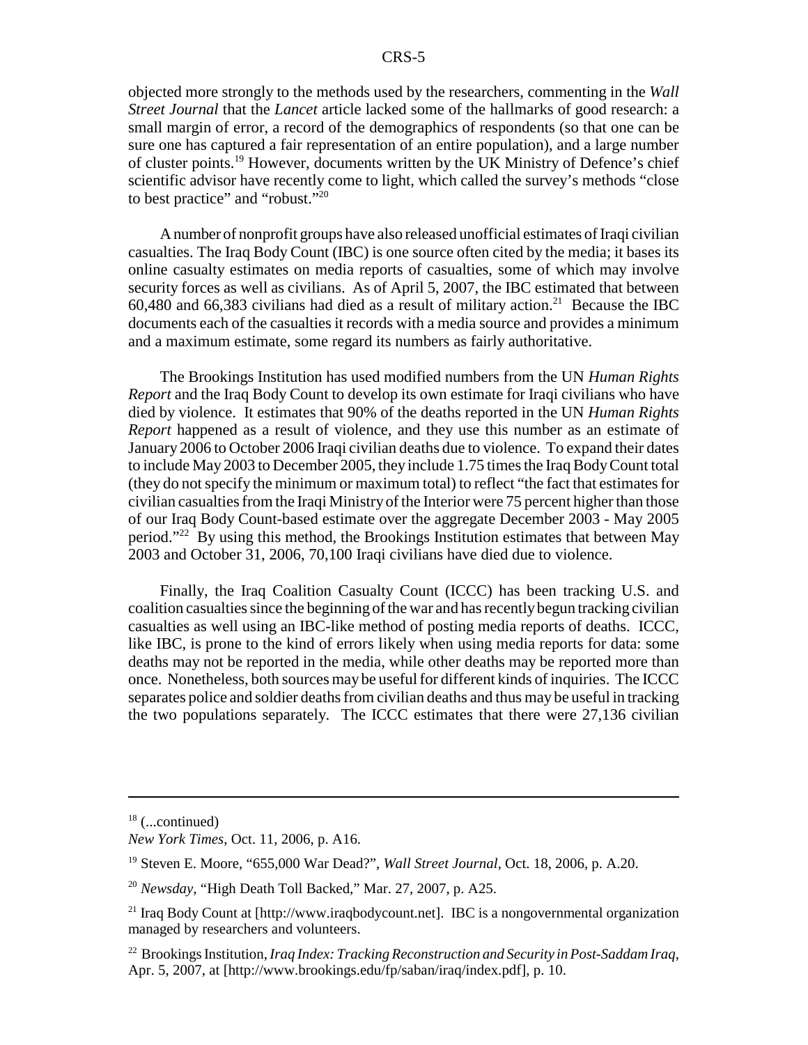objected more strongly to the methods used by the researchers, commenting in the *Wall Street Journal* that the *Lancet* article lacked some of the hallmarks of good research: a small margin of error, a record of the demographics of respondents (so that one can be sure one has captured a fair representation of an entire population), and a large number of cluster points.[19] However, documents written by the UK Ministry of Defence's chief scientific advisor have recently come to light, which called the survey's methods "close to best practice" and "robust."[20]

A number of nonprofit groups have also released unofficial estimates of Iraqi civilian casualties. The Iraq Body Count (IBC) is one source often cited by the media; it bases its online casualty estimates on media reports of casualties, some of which may involve security forces as well as civilians. As of April 5, 2007, the IBC estimated that between 60,480 and 66,383 civilians had died as a result of military action.[21] Because the IBC documents each of the casualties it records with a media source and provides a minimum and a maximum estimate, some regard its numbers as fairly authoritative.

The Brookings Institution has used modified numbers from the UN *Human Rights Report* and the Iraq Body Count to develop its own estimate for Iraqi civilians who have died by violence. It estimates that 90% of the deaths reported in the UN *Human Rights Report* happened as a result of violence, and they use this number as an estimate of January 2006 to October 2006 Iraqi civilian deaths due to violence. To expand their dates to include May 2003 to December 2005, they include 1.75 times the Iraq Body Count total (they do not specify the minimum or maximum total) to reflect "the fact that estimates for civilian casualties from the Iraqi Ministry of the Interior were 75 percent higher than those of our Iraq Body Count-based estimate over the aggregate December 2003 - May 2005 period."[22] By using this method, the Brookings Institution estimates that between May 2003 and October 31, 2006, 70,100 Iraqi civilians have died due to violence.

Finally, the Iraq Coalition Casualty Count (ICCC) has been tracking U.S. and coalition casualties since the beginning of the war and has recently begun tracking civilian casualties as well using an IBC-like method of posting media reports of deaths. ICCC, like IBC, is prone to the kind of errors likely when using media reports for data: some deaths may not be reported in the media, while other deaths may be reported more than once. Nonetheless, both sources may be useful for different kinds of inquiries. The ICCC separates police and soldier deaths from civilian deaths and thus may be useful in tracking the two populations separately. The ICCC estimates that there were 27,136 civilian

---

[18] (...continued)
*New York Times*, Oct. 11, 2006, p. A16.

[19] Steven E. Moore, "655,000 War Dead?", *Wall Street Journal*, Oct. 18, 2006, p. A.20.

[20] *Newsday*, "High Death Toll Backed," Mar. 27, 2007, p. A25.

[21] Iraq Body Count at [http://www.iraqbodycount.net]. IBC is a nongovernmental organization managed by researchers and volunteers.

[22] Brookings Institution, *Iraq Index: Tracking Reconstruction and Security in Post-Saddam Iraq*, Apr. 5, 2007, at [http://www.brookings.edu/fp/saban/iraq/index.pdf], p. 10.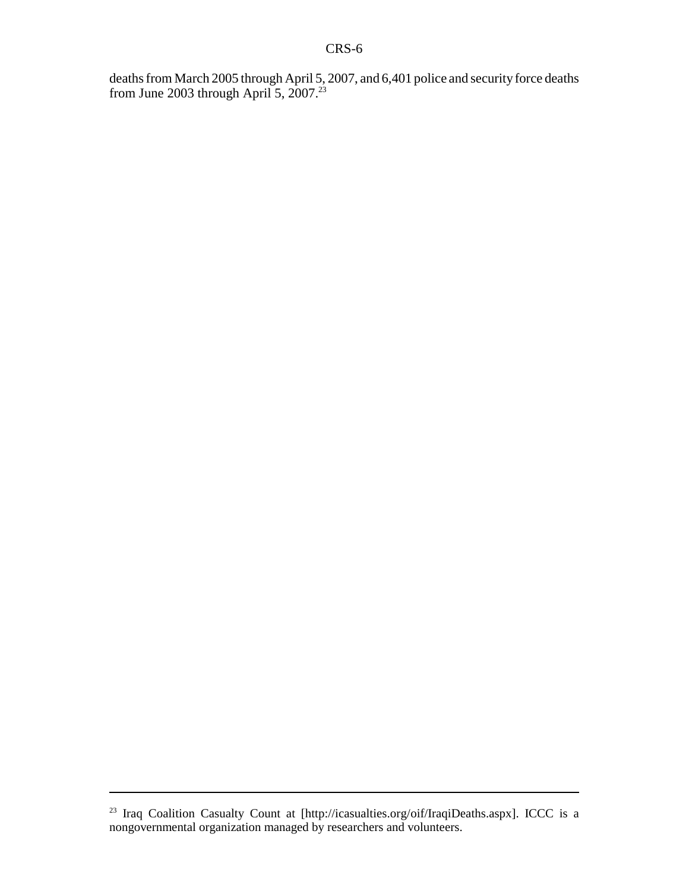deaths from March 2005 through April 5, 2007, and 6,401 police and security force deaths from June 2003 through April 5, 2007.[23]

---

[23] Iraq Coalition Casualty Count at [http://icasualties.org/oif/IraqiDeaths.aspx]. ICCC is a nongovernmental organization managed by researchers and volunteers.